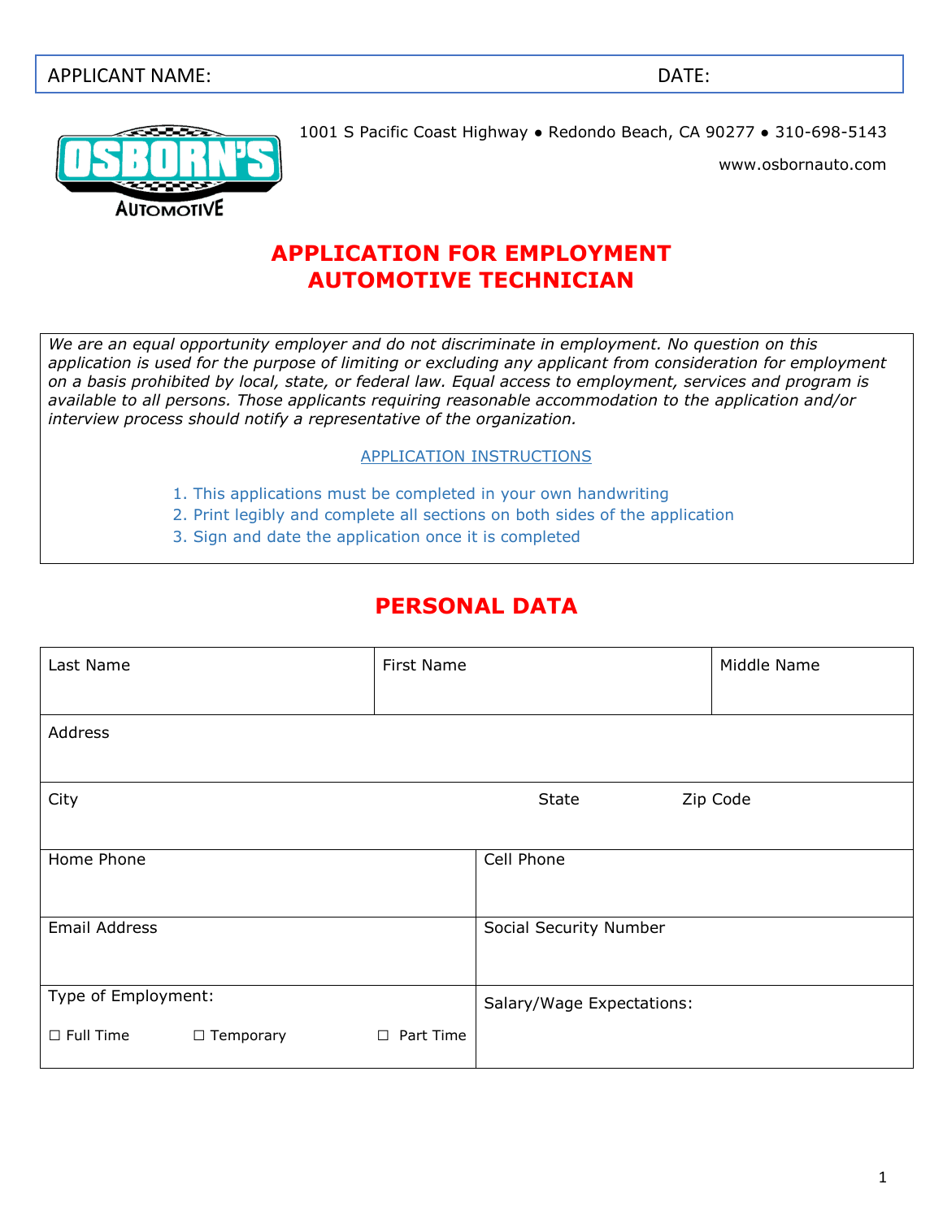| APPLICANT NAME: | DATE: |
|---|---|

1001 S Pacific Coast Highway ● Redondo Beach, CA 90277 ● 310-698-5143

www.osbornauto.com

# APPLICATION FOR EMPLOYMENT
# AUTOMOTIVE TECHNICIAN

*We are an equal opportunity employer and do not discriminate in employment. No question on this application is used for the purpose of limiting or excluding any applicant from consideration for employment on a basis prohibited by local, state, or federal law. Equal access to employment, services and program is available to all persons. Those applicants requiring reasonable accommodation to the application and/or interview process should notify a representative of the organization.*

APPLICATION INSTRUCTIONS

1. This applications must be completed in your own handwriting
2. Print legibly and complete all sections on both sides of the application
3. Sign and date the application once it is completed

## PERSONAL DATA

| Last Name | First Name | Middle Name |
|---|---|---|
| Address | | |
| City | State | Zip Code |
| Home Phone | Cell Phone | |
| Email Address | Social Security Number | |
| Type of Employment: ☐ Full Time ☐ Temporary ☐ Part Time | Salary/Wage Expectations: | |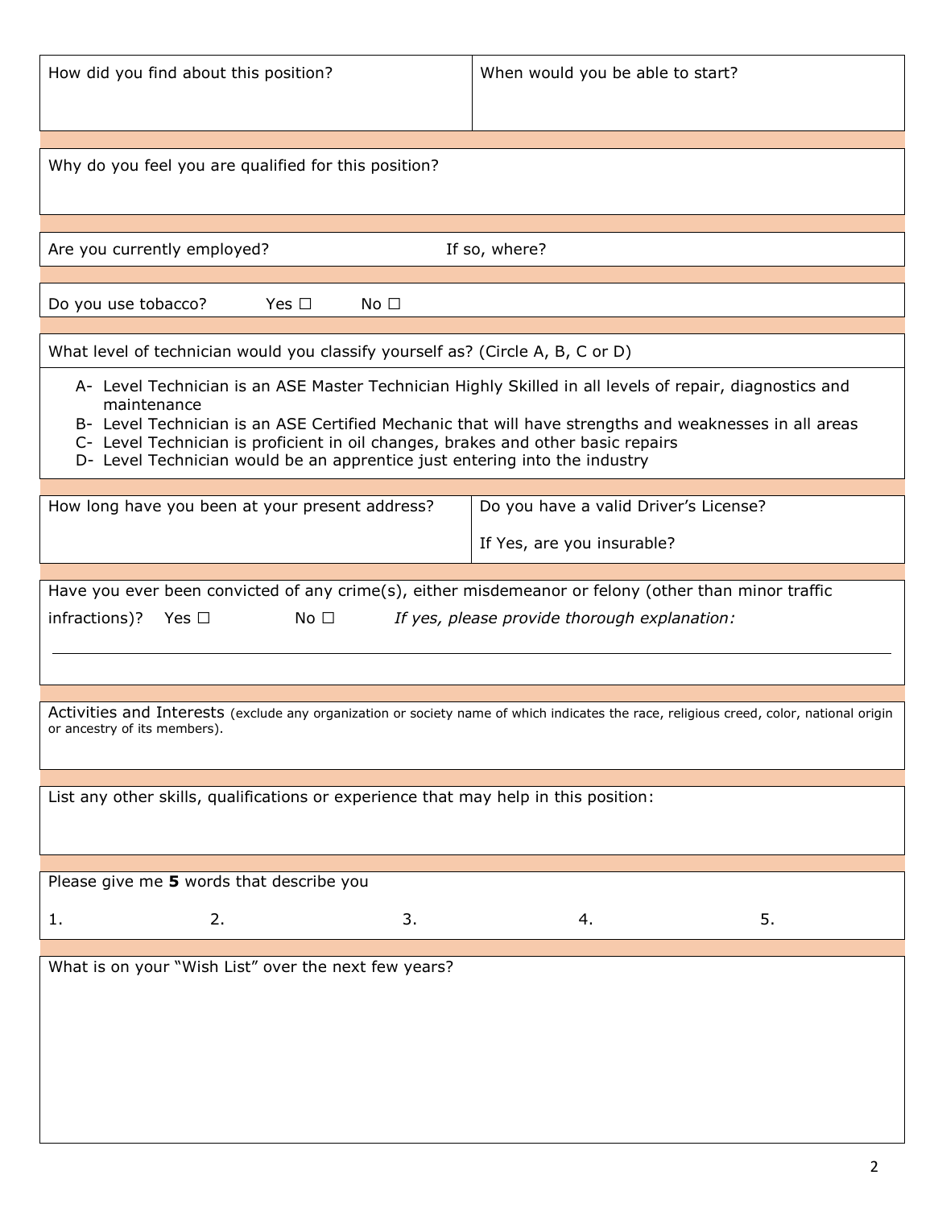| How did you find about this position? | When would you be able to start? |
|---|---|
| | |

Why do you feel you are qualified for this position?

Are you currently employed? If so, where?

Do you use tobacco? Yes ☐ No ☐

What level of technician would you classify yourself as? (Circle A, B, C or D)

- A- Level Technician is an ASE Master Technician Highly Skilled in all levels of repair, diagnostics and maintenance
- B- Level Technician is an ASE Certified Mechanic that will have strengths and weaknesses in all areas
- C- Level Technician is proficient in oil changes, brakes and other basic repairs
- D- Level Technician would be an apprentice just entering into the industry

| How long have you been at your present address? | Do you have a valid Driver's License?<br><br>If Yes, are you insurable? |
|---|---|

Have you ever been convicted of any crime(s), either misdemeanor or felony (other than minor traffic infractions)? Yes ☐ No ☐ *If yes, please provide thorough explanation:*

______________________________________________________________________

Activities and Interests (exclude any organization or society name of which indicates the race, religious creed, color, national origin or ancestry of its members).

List any other skills, qualifications or experience that may help in this position:

Please give me **5** words that describe you

1. 2. 3. 4. 5.

What is on your "Wish List" over the next few years?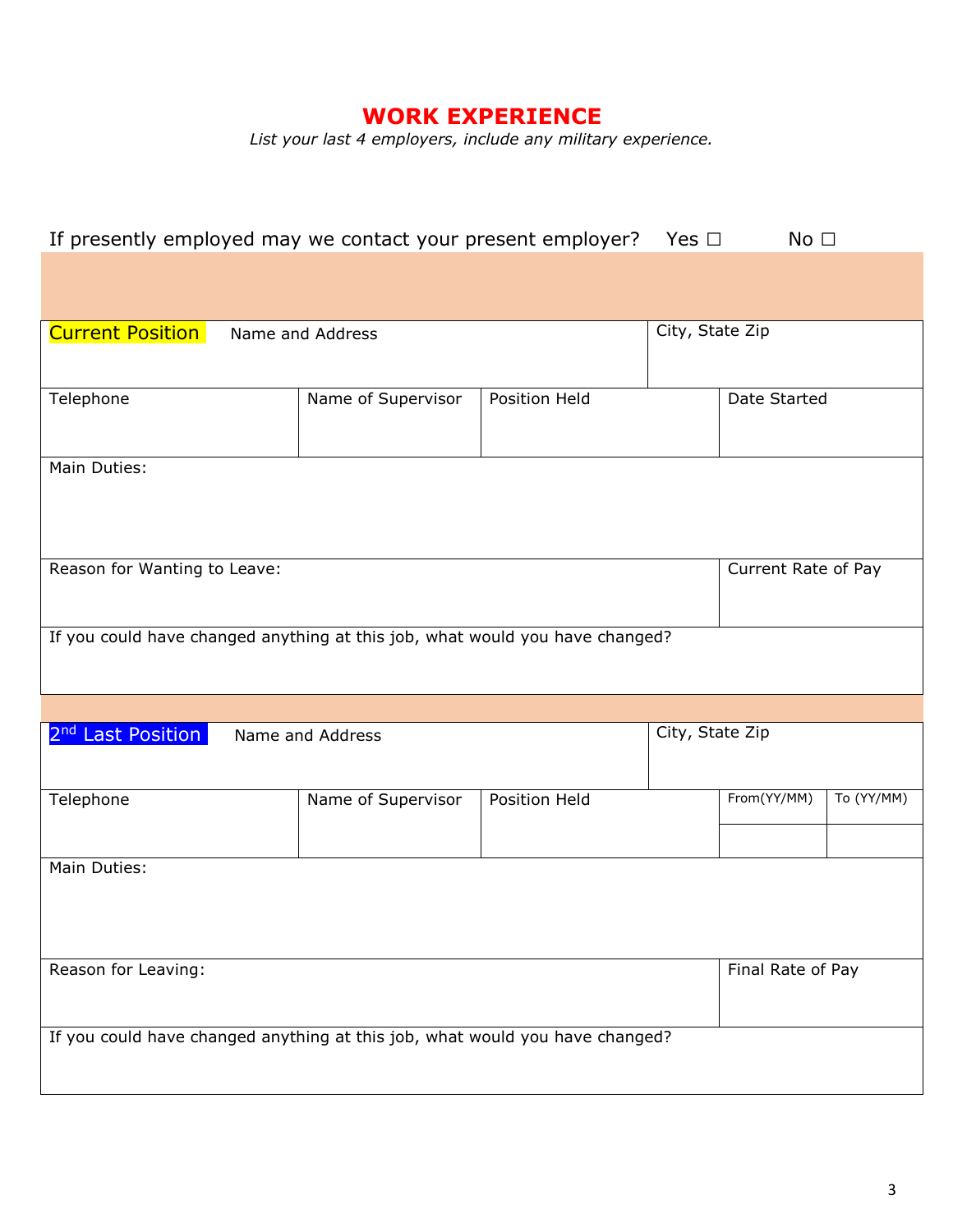# WORK EXPERIENCE

*List your last 4 employers, include any military experience.*

If presently employed may we contact your present employer? Yes ☐ No ☐

| Current Position Name and Address | | | City, State Zip |
|---|---|---|---|
| Telephone | Name of Supervisor | Position Held | Date Started |
| Main Duties: | | | |
| Reason for Wanting to Leave: | | | Current Rate of Pay |
| If you could have changed anything at this job, what would you have changed? | | | |

| 2nd Last Position Name and Address | | | City, State Zip | |
|---|---|---|---|---|
| Telephone | Name of Supervisor | Position Held | From(YY/MM) | To (YY/MM) |
| Main Duties: | | | | |
| Reason for Leaving: | | | Final Rate of Pay | |
| If you could have changed anything at this job, what would you have changed? | | | | |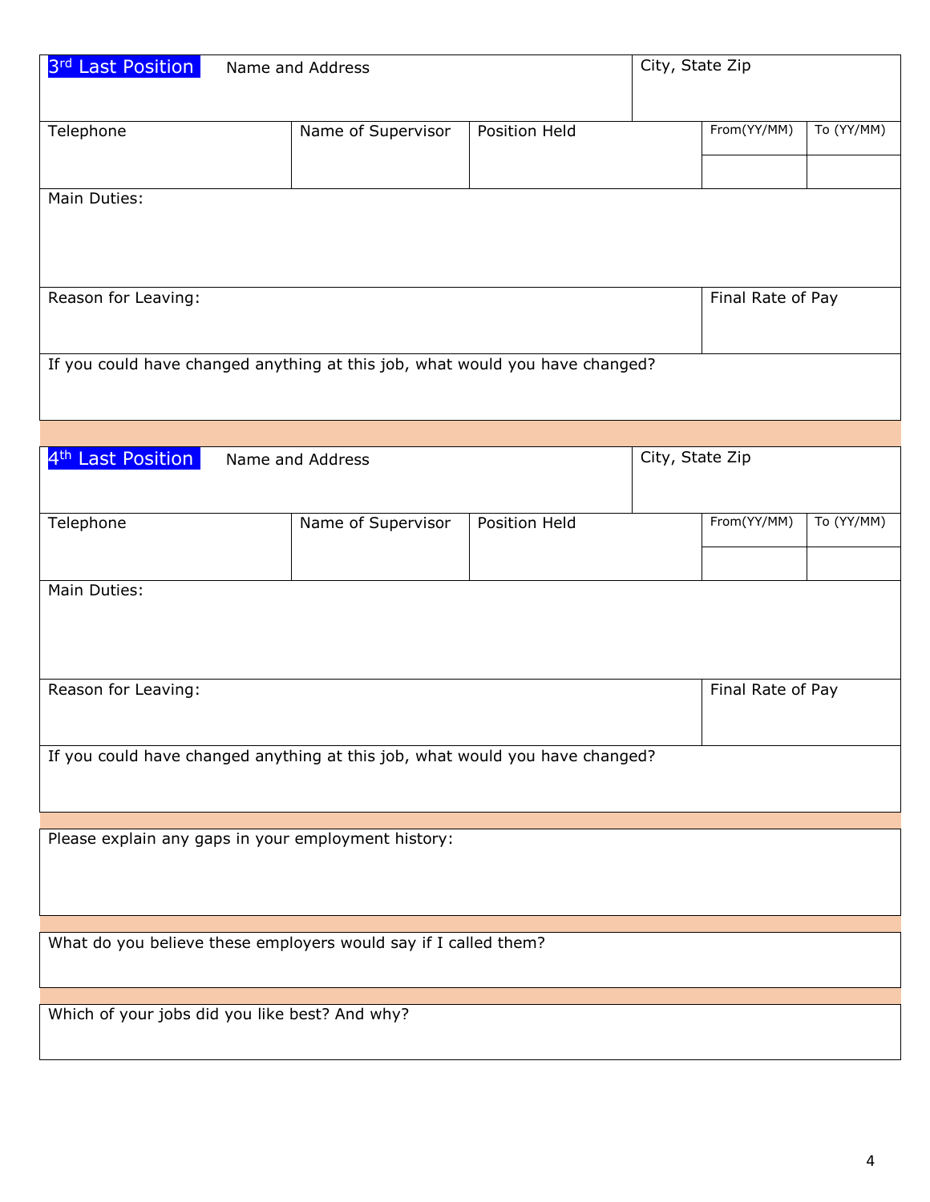| 3rd Last Position | Name and Address | | City, State Zip | |
|---|---|---|---|---|
| Telephone | Name of Supervisor | Position Held | From(YY/MM) | To (YY/MM) |
| | | | | |
| Main Duties: | | | | |
| Reason for Leaving: | | | Final Rate of Pay | |
| If you could have changed anything at this job, what would you have changed? | | | | |

| 4th Last Position | Name and Address | | City, State Zip | |
|---|---|---|---|---|
| Telephone | Name of Supervisor | Position Held | From(YY/MM) | To (YY/MM) |
| | | | | |
| Main Duties: | | | | |
| Reason for Leaving: | | | Final Rate of Pay | |
| If you could have changed anything at this job, what would you have changed? | | | | |

Please explain any gaps in your employment history:

What do you believe these employers would say if I called them?

Which of your jobs did you like best? And why?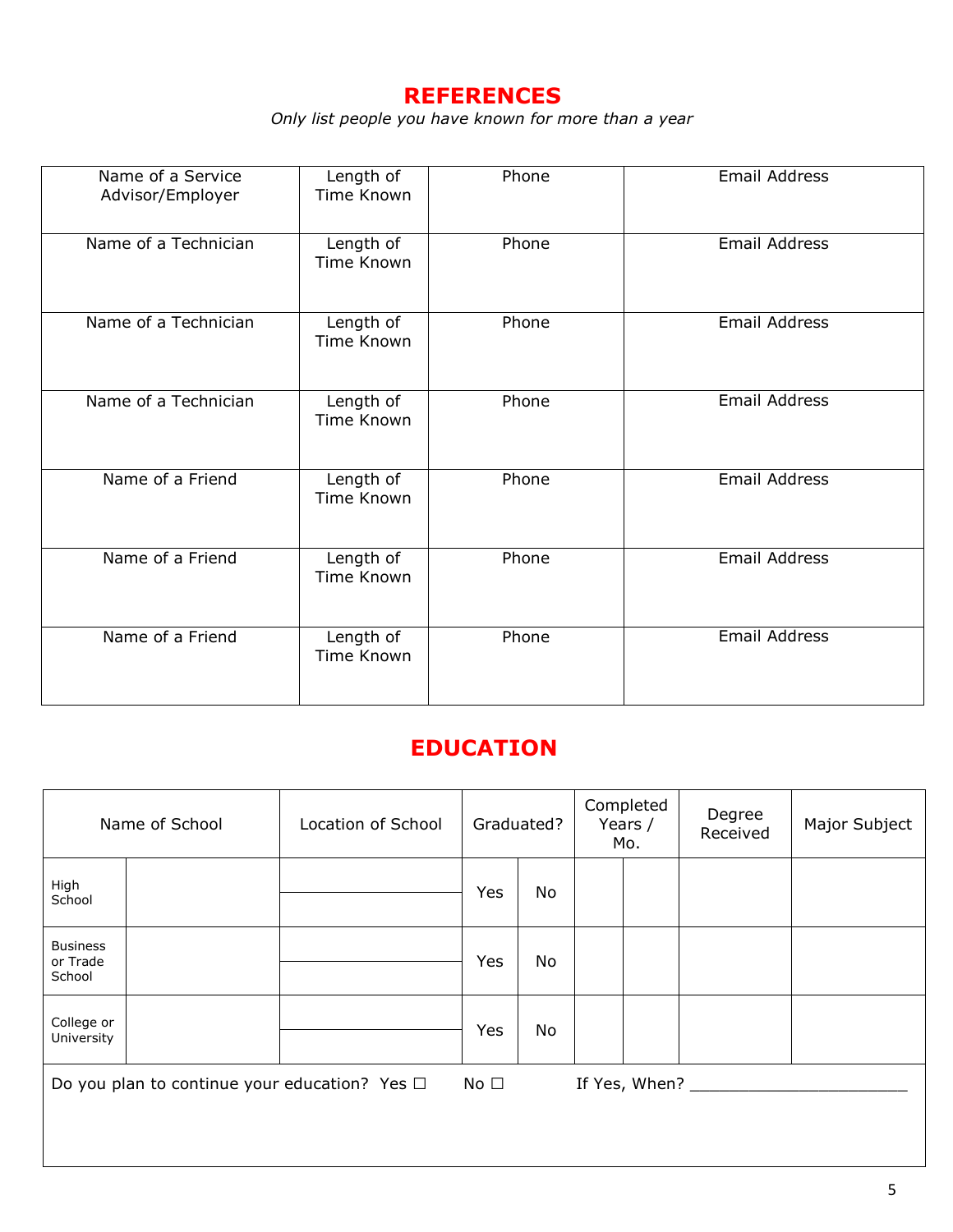## REFERENCES

*Only list people you have known for more than a year*

| Name of a Service Advisor/Employer | Length of Time Known | Phone | Email Address |
|---|---|---|---|
| Name of a Technician | Length of Time Known | Phone | Email Address |
| Name of a Technician | Length of Time Known | Phone | Email Address |
| Name of a Technician | Length of Time Known | Phone | Email Address |
| Name of a Friend | Length of Time Known | Phone | Email Address |
| Name of a Friend | Length of Time Known | Phone | Email Address |
| Name of a Friend | Length of Time Known | Phone | Email Address |

## EDUCATION

| Name of School | | Location of School | Graduated? | | Completed Years / Mo. | | Degree Received | Major Subject |
|---|---|---|---|---|---|---|---|---|
| High School | | | Yes | No | | | | |
| Business or Trade School | | | Yes | No | | | | |
| College or University | | | Yes | No | | | | |

Do you plan to continue your education? Yes ☐ No ☐ If Yes, When? ______________________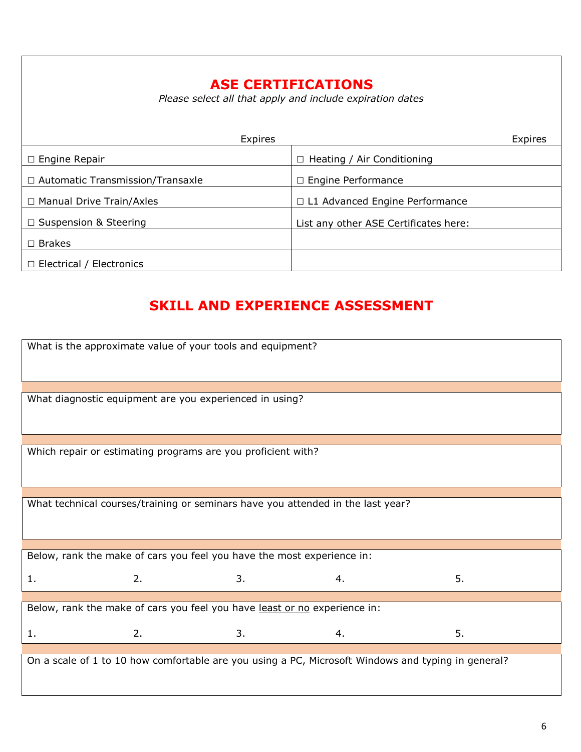## ASE CERTIFICATIONS

*Please select all that apply and include expiration dates*

| Expires | Expires |
|---|---|
| ☐ Engine Repair | ☐ Heating / Air Conditioning |
| ☐ Automatic Transmission/Transaxle | ☐ Engine Performance |
| ☐ Manual Drive Train/Axles | ☐ L1 Advanced Engine Performance |
| ☐ Suspension & Steering | List any other ASE Certificates here: |
| ☐ Brakes | |
| ☐ Electrical / Electronics | |

## SKILL AND EXPERIENCE ASSESSMENT

What is the approximate value of your tools and equipment?

What diagnostic equipment are you experienced in using?

Which repair or estimating programs are you proficient with?

What technical courses/training or seminars have you attended in the last year?

Below, rank the make of cars you feel you have the most experience in:

1. 2. 3. 4. 5.

Below, rank the make of cars you feel you have <u>least or no</u> experience in:

1. 2. 3. 4. 5.

On a scale of 1 to 10 how comfortable are you using a PC, Microsoft Windows and typing in general?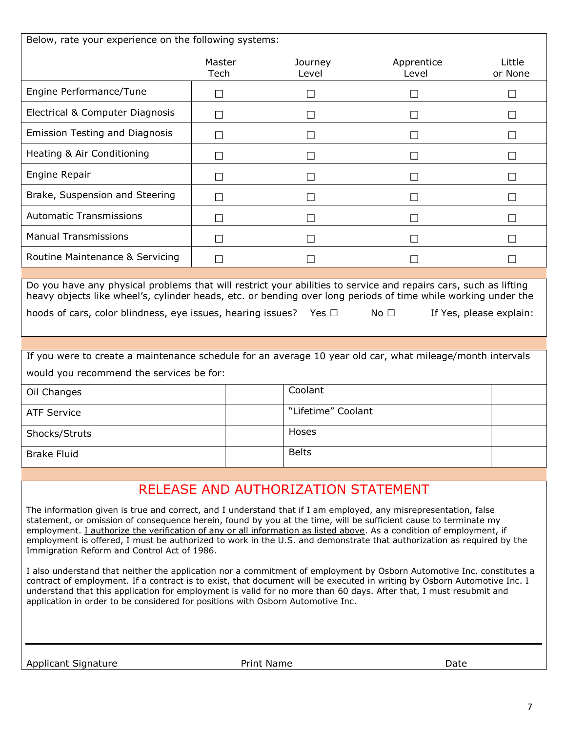Below, rate your experience on the following systems:

| | Master Tech | Journey Level | Apprentice Level | Little or None |
|---|---|---|---|---|
| Engine Performance/Tune | ☐ | ☐ | ☐ | ☐ |
| Electrical & Computer Diagnosis | ☐ | ☐ | ☐ | ☐ |
| Emission Testing and Diagnosis | ☐ | ☐ | ☐ | ☐ |
| Heating & Air Conditioning | ☐ | ☐ | ☐ | ☐ |
| Engine Repair | ☐ | ☐ | ☐ | ☐ |
| Brake, Suspension and Steering | ☐ | ☐ | ☐ | ☐ |
| Automatic Transmissions | ☐ | ☐ | ☐ | ☐ |
| Manual Transmissions | ☐ | ☐ | ☐ | ☐ |
| Routine Maintenance & Servicing | ☐ | ☐ | ☐ | ☐ |

Do you have any physical problems that will restrict your abilities to service and repairs cars, such as lifting heavy objects like wheel's, cylinder heads, etc. or bending over long periods of time while working under the hoods of cars, color blindness, eye issues, hearing issues? Yes ☐ No ☐ If Yes, please explain:

If you were to create a maintenance schedule for an average 10 year old car, what mileage/month intervals would you recommend the services be for:

| | | | |
|---|---|---|---|
| Oil Changes | | Coolant | |
| ATF Service | | "Lifetime" Coolant | |
| Shocks/Struts | | Hoses | |
| Brake Fluid | | Belts | |

## RELEASE AND AUTHORIZATION STATEMENT

The information given is true and correct, and I understand that if I am employed, any misrepresentation, false statement, or omission of consequence herein, found by you at the time, will be sufficient cause to terminate my employment. I authorize the verification of any or all information as listed above. As a condition of employment, if employment is offered, I must be authorized to work in the U.S. and demonstrate that authorization as required by the Immigration Reform and Control Act of 1986.

I also understand that neither the application nor a commitment of employment by Osborn Automotive Inc. constitutes a contract of employment. If a contract is to exist, that document will be executed in writing by Osborn Automotive Inc. I understand that this application for employment is valid for no more than 60 days. After that, I must resubmit and application in order to be considered for positions with Osborn Automotive Inc.

Applicant Signature Print Name Date